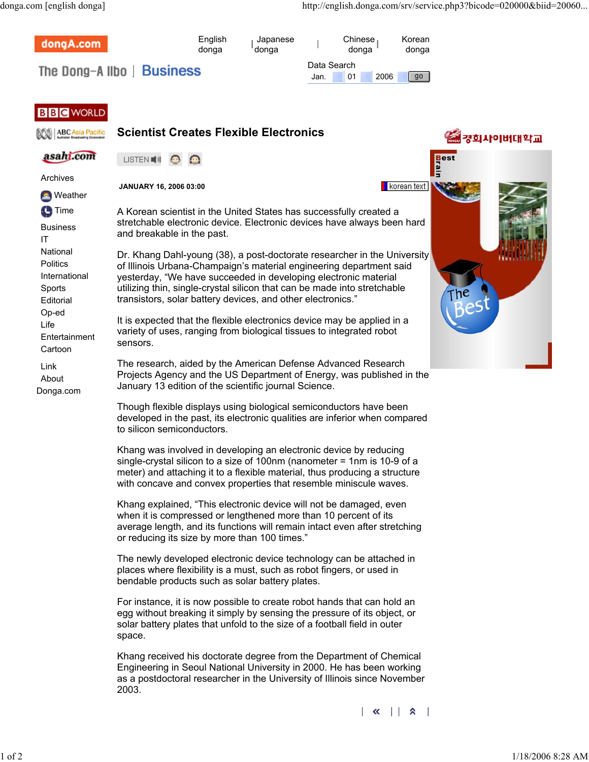# Scientist Creates Flexible Electronics

**JANUARY 16, 2006 03:00**

A Korean scientist in the United States has successfully created a stretchable electronic device. Electronic devices have always been hard and breakable in the past.

Dr. Khang Dahl-young (38), a post-doctorate researcher in the University of Illinois Urbana-Champaign's material engineering department said yesterday, "We have succeeded in developing electronic material utilizing thin, single-crystal silicon that can be made into stretchable transistors, solar battery devices, and other electronics."

It is expected that the flexible electronics device may be applied in a variety of uses, ranging from biological tissues to integrated robot sensors.

The research, aided by the American Defense Advanced Research Projects Agency and the US Department of Energy, was published in the January 13 edition of the scientific journal Science.

Though flexible displays using biological semiconductors have been developed in the past, its electronic qualities are inferior when compared to silicon semiconductors.

Khang was involved in developing an electronic device by reducing single-crystal silicon to a size of 100nm (nanometer = 1nm is 10-9 of a meter) and attaching it to a flexible material, thus producing a structure with concave and convex properties that resemble miniscule waves.

Khang explained, "This electronic device will not be damaged, even when it is compressed or lengthened more than 10 percent of its average length, and its functions will remain intact even after stretching or reducing its size by more than 100 times."

The newly developed electronic device technology can be attached in places where flexibility is a must, such as robot fingers, or used in bendable products such as solar battery plates.

For instance, it is now possible to create robot hands that can hold an egg without breaking it simply by sensing the pressure of its object, or solar battery plates that unfold to the size of a football field in outer space.

Khang received his doctorate degree from the Department of Chemical Engineering in Seoul National University in 2000. He has been working as a postdoctoral researcher in the University of Illinois since November 2003.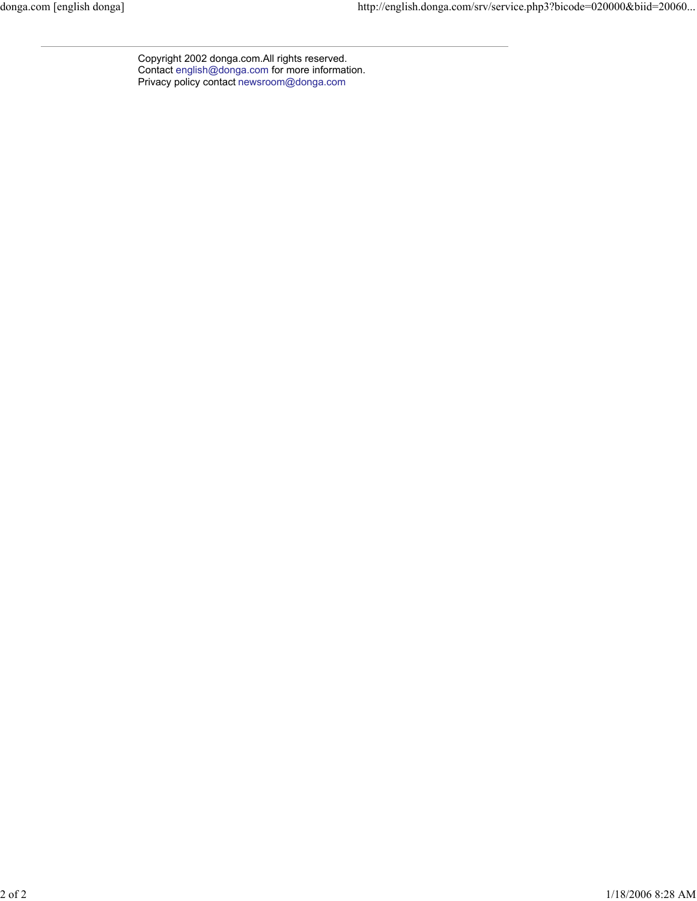---

Copyright 2002 donga.com.All rights reserved.
Contact english@donga.com for more information.
Privacy policy contact newsroom@donga.com